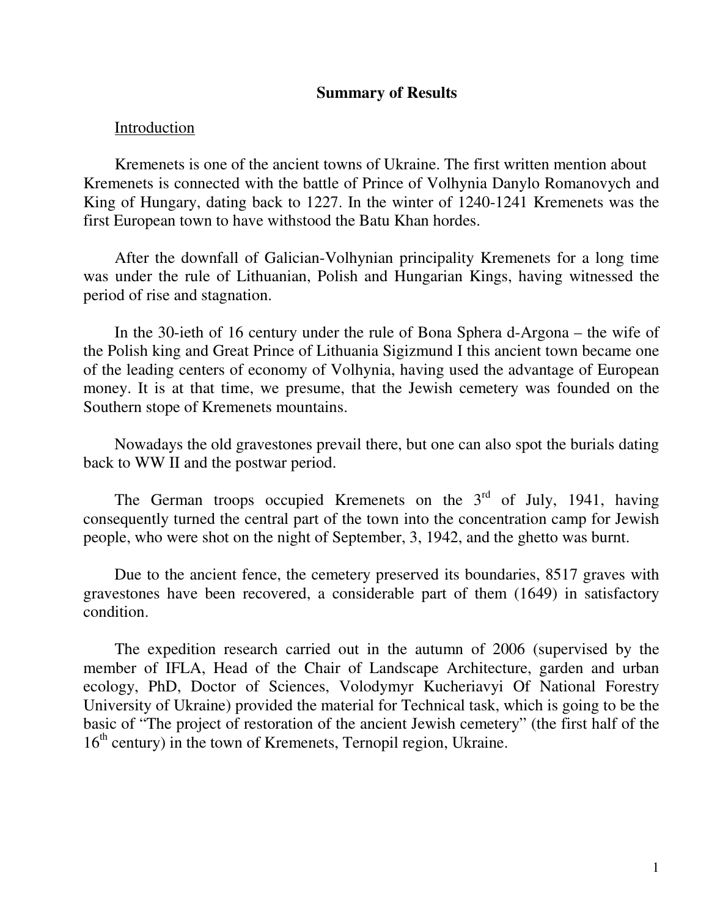# Summary of Results

## Introduction

Kremenets is one of the ancient towns of Ukraine. The first written mention about Kremenets is connected with the battle of Prince of Volhynia Danylo Romanovych and King of Hungary, dating back to 1227. In the winter of 1240-1241 Kremenets was the first European town to have withstood the Batu Khan hordes.

After the downfall of Galician-Volhynian principality Kremenets for a long time was under the rule of Lithuanian, Polish and Hungarian Kings, having witnessed the period of rise and stagnation.

In the 30-ieth of 16 century under the rule of Bona Sphera d-Argona – the wife of the Polish king and Great Prince of Lithuania Sigizmund I this ancient town became one of the leading centers of economy of Volhynia, having used the advantage of European money. It is at that time, we presume, that the Jewish cemetery was founded on the Southern stope of Kremenets mountains.

Nowadays the old gravestones prevail there, but one can also spot the burials dating back to WW II and the postwar period.

The German troops occupied Kremenets on the 3rd of July, 1941, having consequently turned the central part of the town into the concentration camp for Jewish people, who were shot on the night of September, 3, 1942, and the ghetto was burnt.

Due to the ancient fence, the cemetery preserved its boundaries, 8517 graves with gravestones have been recovered, a considerable part of them (1649) in satisfactory condition.

The expedition research carried out in the autumn of 2006 (supervised by the member of IFLA, Head of the Chair of Landscape Architecture, garden and urban ecology, PhD, Doctor of Sciences, Volodymyr Kucheriavyi Of National Forestry University of Ukraine) provided the material for Technical task, which is going to be the basic of "The project of restoration of the ancient Jewish cemetery" (the first half of the 16th century) in the town of Kremenets, Ternopil region, Ukraine.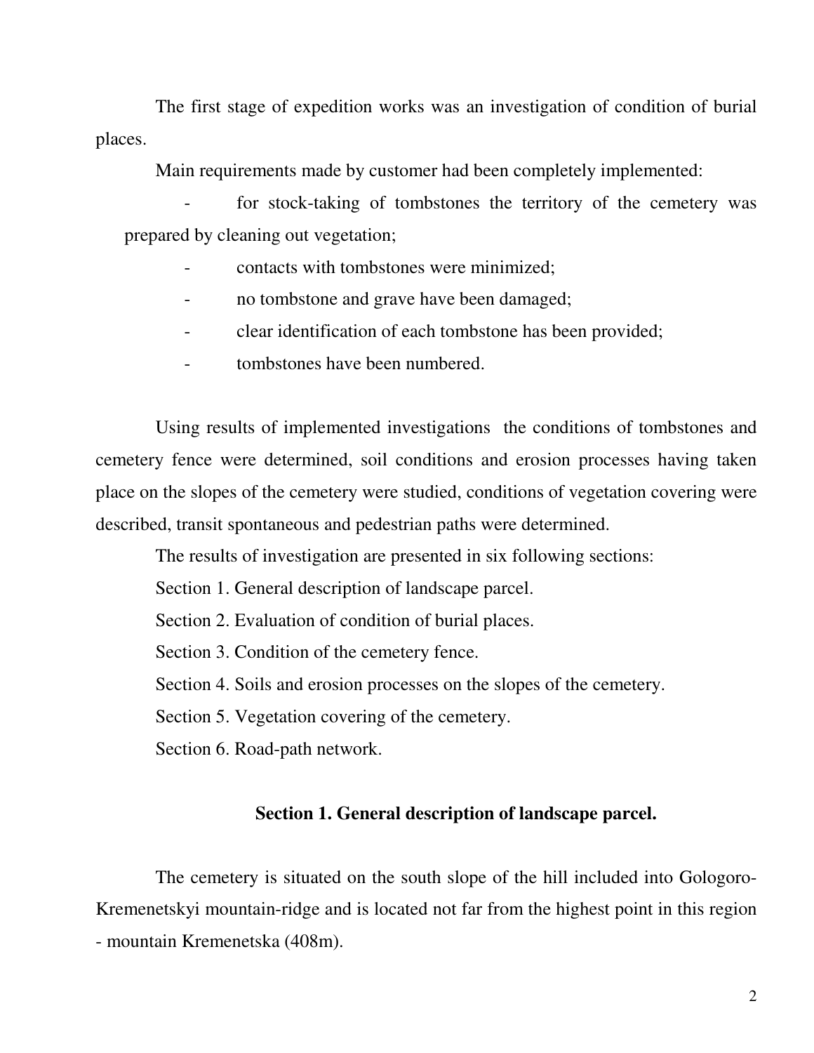The first stage of expedition works was an investigation of condition of burial places.

Main requirements made by customer had been completely implemented:

- for stock-taking of tombstones the territory of the cemetery was prepared by cleaning out vegetation;
- contacts with tombstones were minimized;
- no tombstone and grave have been damaged;
- clear identification of each tombstone has been provided;
- tombstones have been numbered.

Using results of implemented investigations the conditions of tombstones and cemetery fence were determined, soil conditions and erosion processes having taken place on the slopes of the cemetery were studied, conditions of vegetation covering were described, transit spontaneous and pedestrian paths were determined.

The results of investigation are presented in six following sections:

Section 1. General description of landscape parcel.

Section 2. Evaluation of condition of burial places.

Section 3. Condition of the cemetery fence.

Section 4. Soils and erosion processes on the slopes of the cemetery.

Section 5. Vegetation covering of the cemetery.

Section 6. Road-path network.

## Section 1. General description of landscape parcel.

The cemetery is situated on the south slope of the hill included into Gologoro-Kremenetskyi mountain-ridge and is located not far from the highest point in this region - mountain Kremenetska (408m).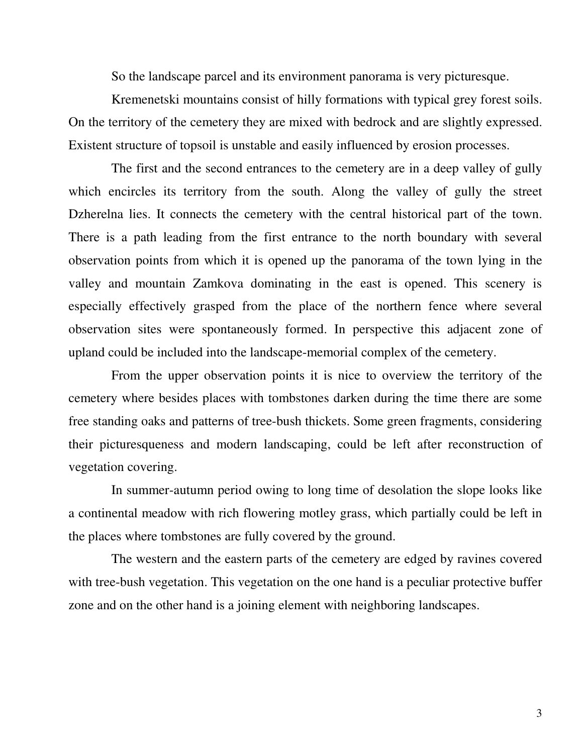So the landscape parcel and its environment panorama is very picturesque.

Kremenetski mountains consist of hilly formations with typical grey forest soils. On the territory of the cemetery they are mixed with bedrock and are slightly expressed. Existent structure of topsoil is unstable and easily influenced by erosion processes.

The first and the second entrances to the cemetery are in a deep valley of gully which encircles its territory from the south. Along the valley of gully the street Dzherelna lies. It connects the cemetery with the central historical part of the town. There is a path leading from the first entrance to the north boundary with several observation points from which it is opened up the panorama of the town lying in the valley and mountain Zamkova dominating in the east is opened. This scenery is especially effectively grasped from the place of the northern fence where several observation sites were spontaneously formed. In perspective this adjacent zone of upland could be included into the landscape-memorial complex of the cemetery.

From the upper observation points it is nice to overview the territory of the cemetery where besides places with tombstones darken during the time there are some free standing oaks and patterns of tree-bush thickets. Some green fragments, considering their picturesqueness and modern landscaping, could be left after reconstruction of vegetation covering.

In summer-autumn period owing to long time of desolation the slope looks like a continental meadow with rich flowering motley grass, which partially could be left in the places where tombstones are fully covered by the ground.

The western and the eastern parts of the cemetery are edged by ravines covered with tree-bush vegetation. This vegetation on the one hand is a peculiar protective buffer zone and on the other hand is a joining element with neighboring landscapes.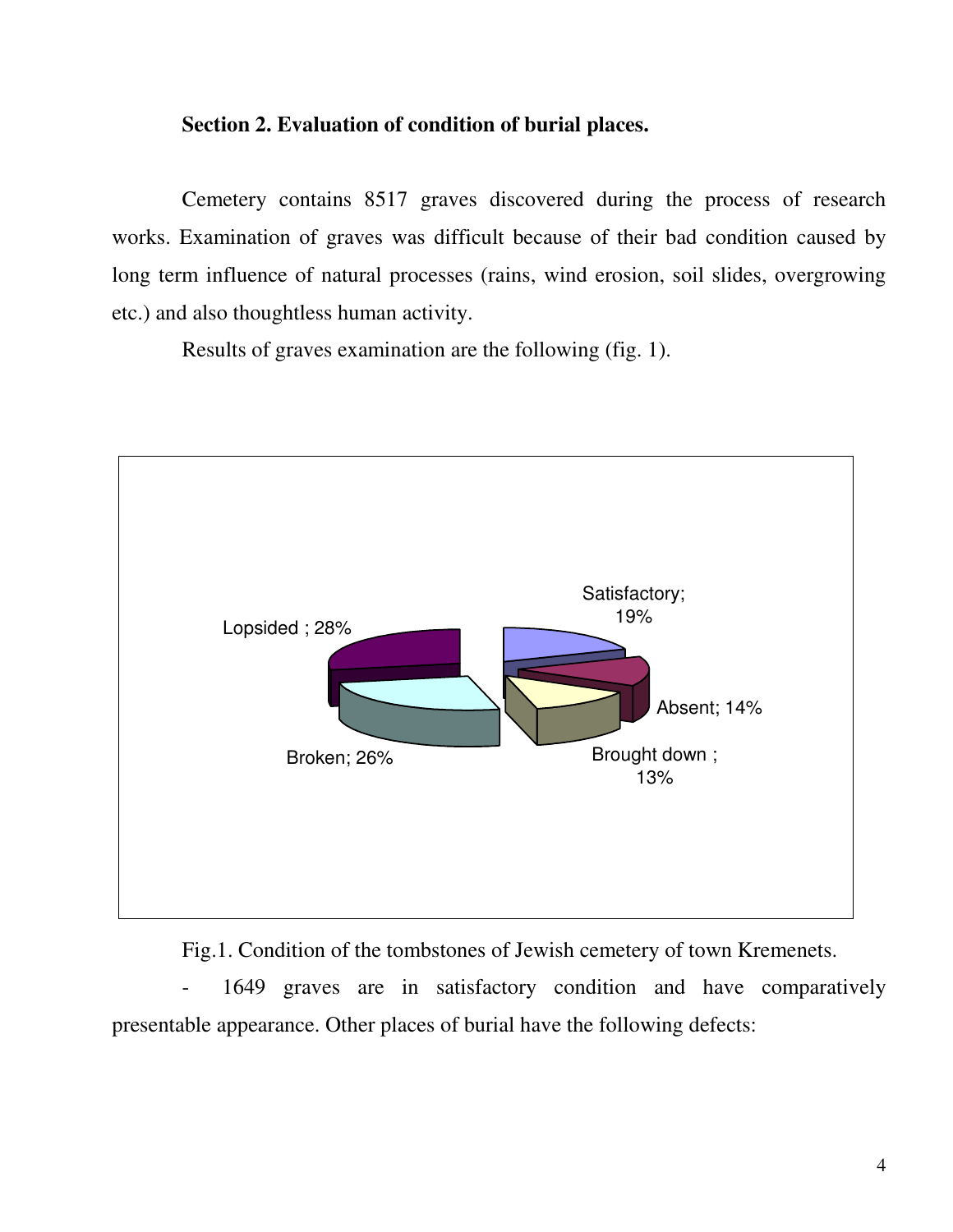**Section 2. Evaluation of condition of burial places.**

Cemetery contains 8517 graves discovered during the process of research works. Examination of graves was difficult because of their bad condition caused by long term influence of natural processes (rains, wind erosion, soil slides, overgrowing etc.) and also thoughtless human activity.

Results of graves examination are the following (fig. 1).

Lopsided ; 28%

Satisfactory; 19%

Absent; 14%

Brought down ; 13%

Broken; 26%

Fig.1. Condition of the tombstones of Jewish cemetery of town Kremenets.

- 1649 graves are in satisfactory condition and have comparatively presentable appearance. Other places of burial have the following defects: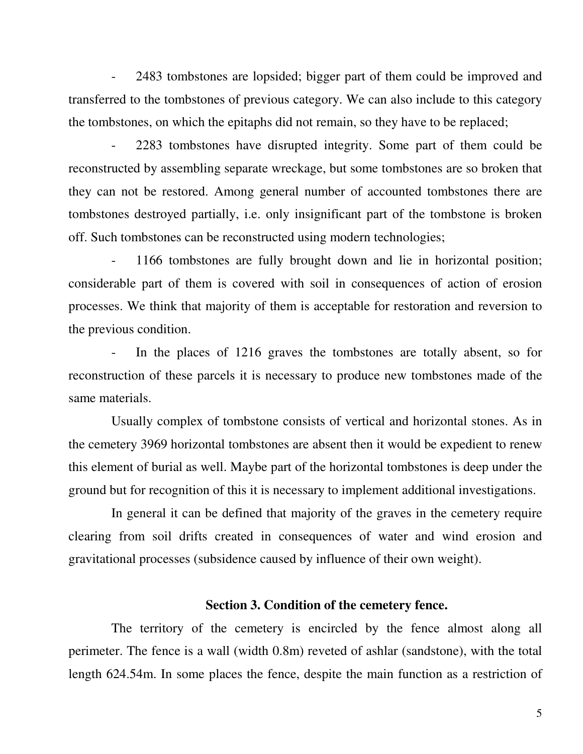- 2483 tombstones are lopsided; bigger part of them could be improved and transferred to the tombstones of previous category. We can also include to this category the tombstones, on which the epitaphs did not remain, so they have to be replaced;
- 2283 tombstones have disrupted integrity. Some part of them could be reconstructed by assembling separate wreckage, but some tombstones are so broken that they can not be restored. Among general number of accounted tombstones there are tombstones destroyed partially, i.e. only insignificant part of the tombstone is broken off. Such tombstones can be reconstructed using modern technologies;
- 1166 tombstones are fully brought down and lie in horizontal position; considerable part of them is covered with soil in consequences of action of erosion processes. We think that majority of them is acceptable for restoration and reversion to the previous condition.
- In the places of 1216 graves the tombstones are totally absent, so for reconstruction of these parcels it is necessary to produce new tombstones made of the same materials.

Usually complex of tombstone consists of vertical and horizontal stones. As in the cemetery 3969 horizontal tombstones are absent then it would be expedient to renew this element of burial as well. Maybe part of the horizontal tombstones is deep under the ground but for recognition of this it is necessary to implement additional investigations.

In general it can be defined that majority of the graves in the cemetery require clearing from soil drifts created in consequences of water and wind erosion and gravitational processes (subsidence caused by influence of their own weight).

## Section 3. Condition of the cemetery fence.

The territory of the cemetery is encircled by the fence almost along all perimeter. The fence is a wall (width 0.8m) reveted of ashlar (sandstone), with the total length 624.54m. In some places the fence, despite the main function as a restriction of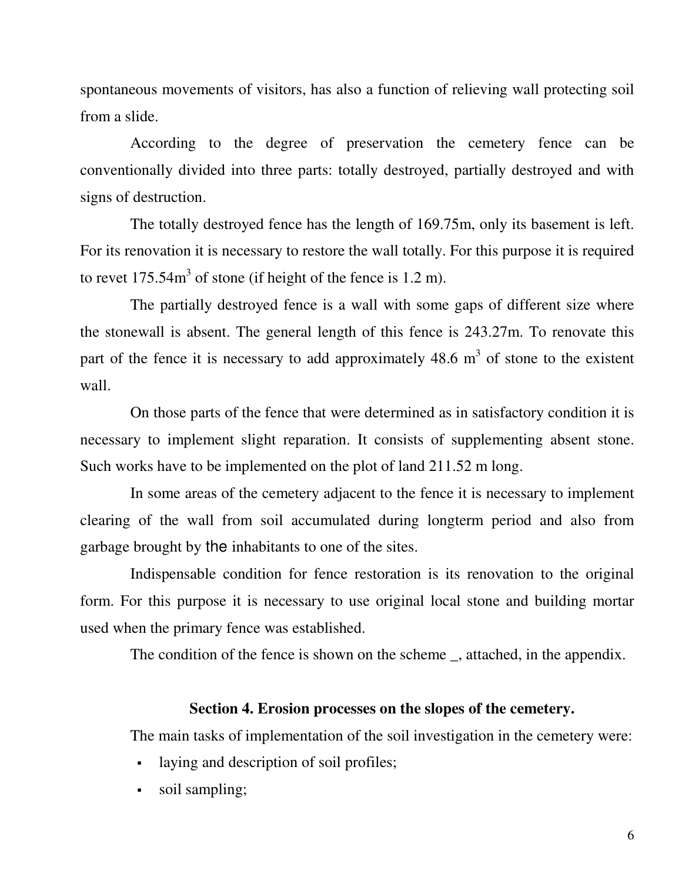spontaneous movements of visitors, has also a function of relieving wall protecting soil from a slide.

According to the degree of preservation the cemetery fence can be conventionally divided into three parts: totally destroyed, partially destroyed and with signs of destruction.

The totally destroyed fence has the length of 169.75m, only its basement is left. For its renovation it is necessary to restore the wall totally. For this purpose it is required to revet 175.54m$^3$ of stone (if height of the fence is 1.2 m).

The partially destroyed fence is a wall with some gaps of different size where the stonewall is absent. The general length of this fence is 243.27m. To renovate this part of the fence it is necessary to add approximately 48.6 m$^3$ of stone to the existent wall.

On those parts of the fence that were determined as in satisfactory condition it is necessary to implement slight reparation. It consists of supplementing absent stone. Such works have to be implemented on the plot of land 211.52 m long.

In some areas of the cemetery adjacent to the fence it is necessary to implement clearing of the wall from soil accumulated during longterm period and also from garbage brought by the inhabitants to one of the sites.

Indispensable condition for fence restoration is its renovation to the original form. For this purpose it is necessary to use original local stone and building mortar used when the primary fence was established.

The condition of the fence is shown on the scheme _, attached, in the appendix.

### Section 4. Erosion processes on the slopes of the cemetery.

The main tasks of implementation of the soil investigation in the cemetery were:

- laying and description of soil profiles;
- soil sampling;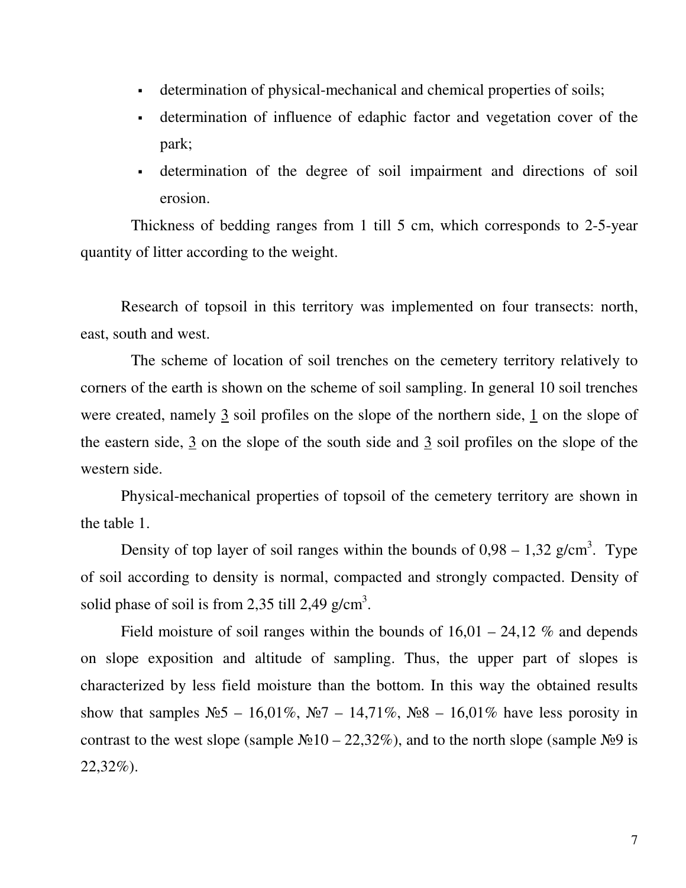- determination of physical-mechanical and chemical properties of soils;
- determination of influence of edaphic factor and vegetation cover of the park;
- determination of the degree of soil impairment and directions of soil erosion.

Thickness of bedding ranges from 1 till 5 cm, which corresponds to 2-5-year quantity of litter according to the weight.

Research of topsoil in this territory was implemented on four transects: north, east, south and west.

The scheme of location of soil trenches on the cemetery territory relatively to corners of the earth is shown on the scheme of soil sampling. In general 10 soil trenches were created, namely <u>3</u> soil profiles on the slope of the northern side, <u>1</u> on the slope of the eastern side, <u>3</u> on the slope of the south side and <u>3</u> soil profiles on the slope of the western side.

Physical-mechanical properties of topsoil of the cemetery territory are shown in the table 1.

Density of top layer of soil ranges within the bounds of 0,98 – 1,32 g/cm$^3$. Type of soil according to density is normal, compacted and strongly compacted. Density of solid phase of soil is from 2,35 till 2,49 g/cm$^3$.

Field moisture of soil ranges within the bounds of 16,01 – 24,12 % and depends on slope exposition and altitude of sampling. Thus, the upper part of slopes is characterized by less field moisture than the bottom. In this way the obtained results show that samples №5 – 16,01%, №7 – 14,71%, №8 – 16,01% have less porosity in contrast to the west slope (sample №10 – 22,32%), and to the north slope (sample №9 is 22,32%).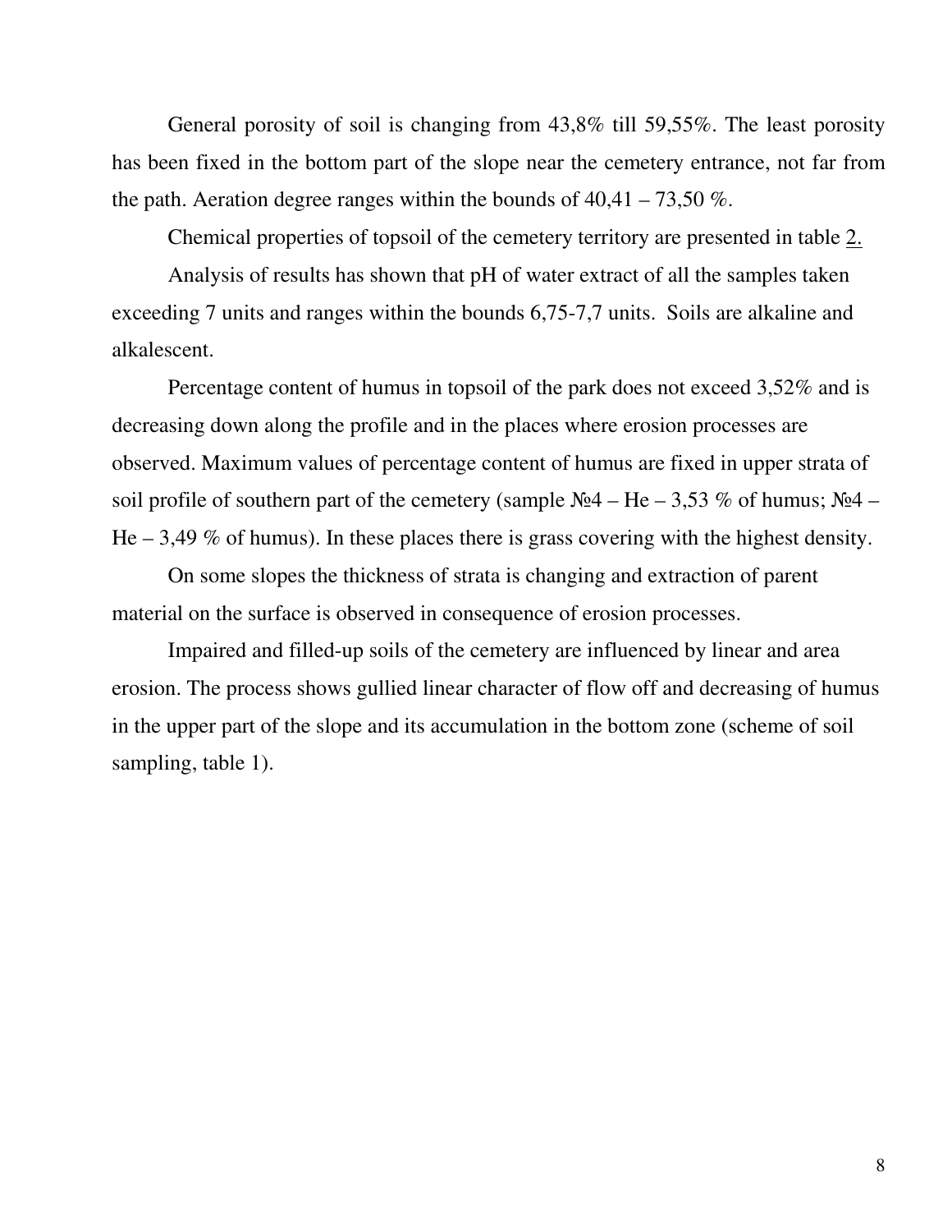General porosity of soil is changing from 43,8% till 59,55%. The least porosity has been fixed in the bottom part of the slope near the cemetery entrance, not far from the path. Aeration degree ranges within the bounds of 40,41 – 73,50 %.

Chemical properties of topsoil of the cemetery territory are presented in table 2.

Analysis of results has shown that pH of water extract of all the samples taken exceeding 7 units and ranges within the bounds 6,75-7,7 units. Soils are alkaline and alkalescent.

Percentage content of humus in topsoil of the park does not exceed 3,52% and is decreasing down along the profile and in the places where erosion processes are observed. Maximum values of percentage content of humus are fixed in upper strata of soil profile of southern part of the cemetery (sample №4 – He – 3,53 % of humus; №4 – He – 3,49 % of humus). In these places there is grass covering with the highest density.

On some slopes the thickness of strata is changing and extraction of parent material on the surface is observed in consequence of erosion processes.

Impaired and filled-up soils of the cemetery are influenced by linear and area erosion. The process shows gullied linear character of flow off and decreasing of humus in the upper part of the slope and its accumulation in the bottom zone (scheme of soil sampling, table 1).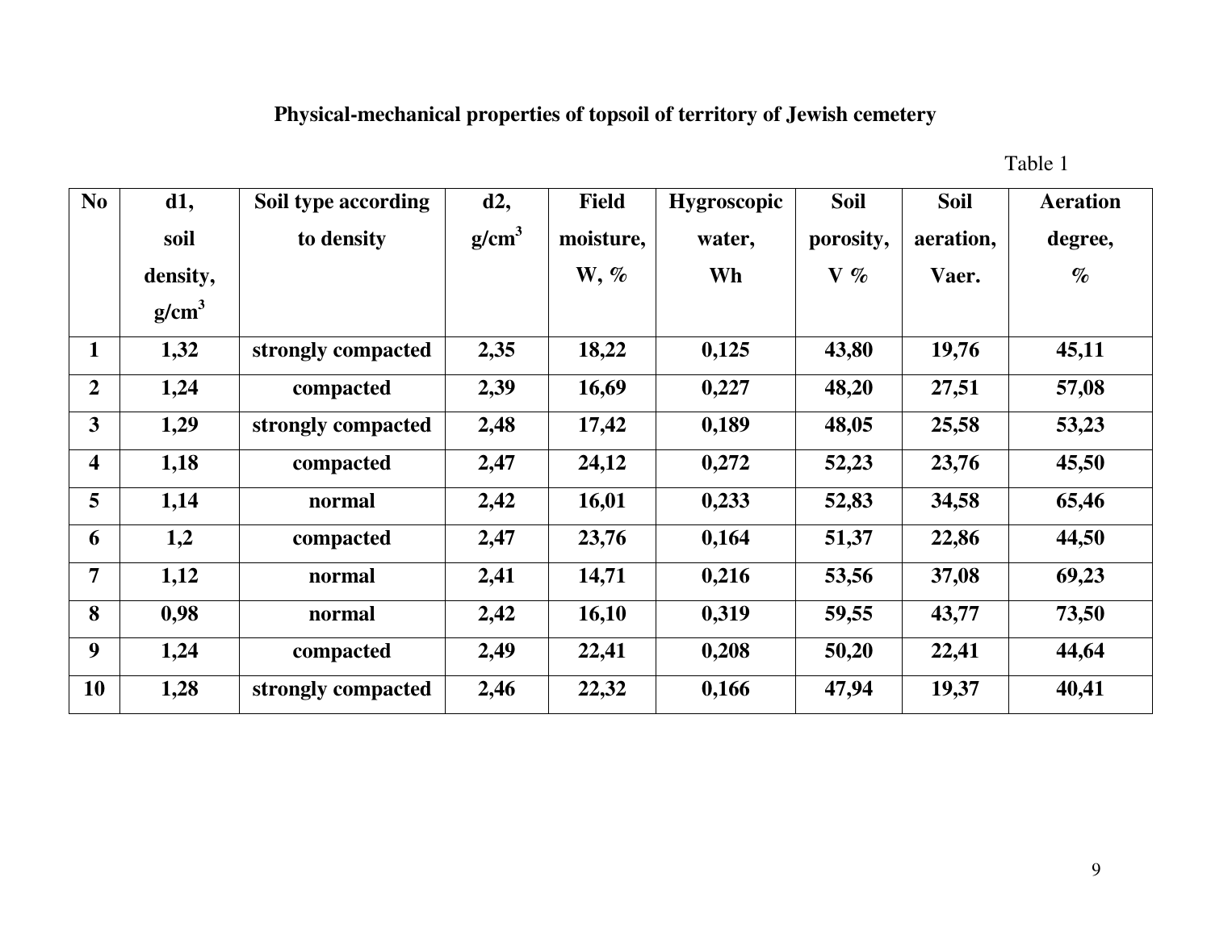**Physical-mechanical properties of topsoil of territory of Jewish cemetery**

Table 1

| No | d1, soil density, g/cm$^3$ | Soil type according to density | d2, g/cm$^3$ | Field moisture, W, % | Hygroscopic water, Wh | Soil porosity, V % | Soil aeration, Vaer. | Aeration degree, % |
|---|---|---|---|---|---|---|---|---|
| **1** | **1,32** | **strongly compacted** | **2,35** | **18,22** | **0,125** | **43,80** | **19,76** | **45,11** |
| **2** | **1,24** | **compacted** | **2,39** | **16,69** | **0,227** | **48,20** | **27,51** | **57,08** |
| **3** | **1,29** | **strongly compacted** | **2,48** | **17,42** | **0,189** | **48,05** | **25,58** | **53,23** |
| **4** | **1,18** | **compacted** | **2,47** | **24,12** | **0,272** | **52,23** | **23,76** | **45,50** |
| **5** | **1,14** | **normal** | **2,42** | **16,01** | **0,233** | **52,83** | **34,58** | **65,46** |
| **6** | **1,2** | **compacted** | **2,47** | **23,76** | **0,164** | **51,37** | **22,86** | **44,50** |
| **7** | **1,12** | **normal** | **2,41** | **14,71** | **0,216** | **53,56** | **37,08** | **69,23** |
| **8** | **0,98** | **normal** | **2,42** | **16,10** | **0,319** | **59,55** | **43,77** | **73,50** |
| **9** | **1,24** | **compacted** | **2,49** | **22,41** | **0,208** | **50,20** | **22,41** | **44,64** |
| **10** | **1,28** | **strongly compacted** | **2,46** | **22,32** | **0,166** | **47,94** | **19,37** | **40,41** |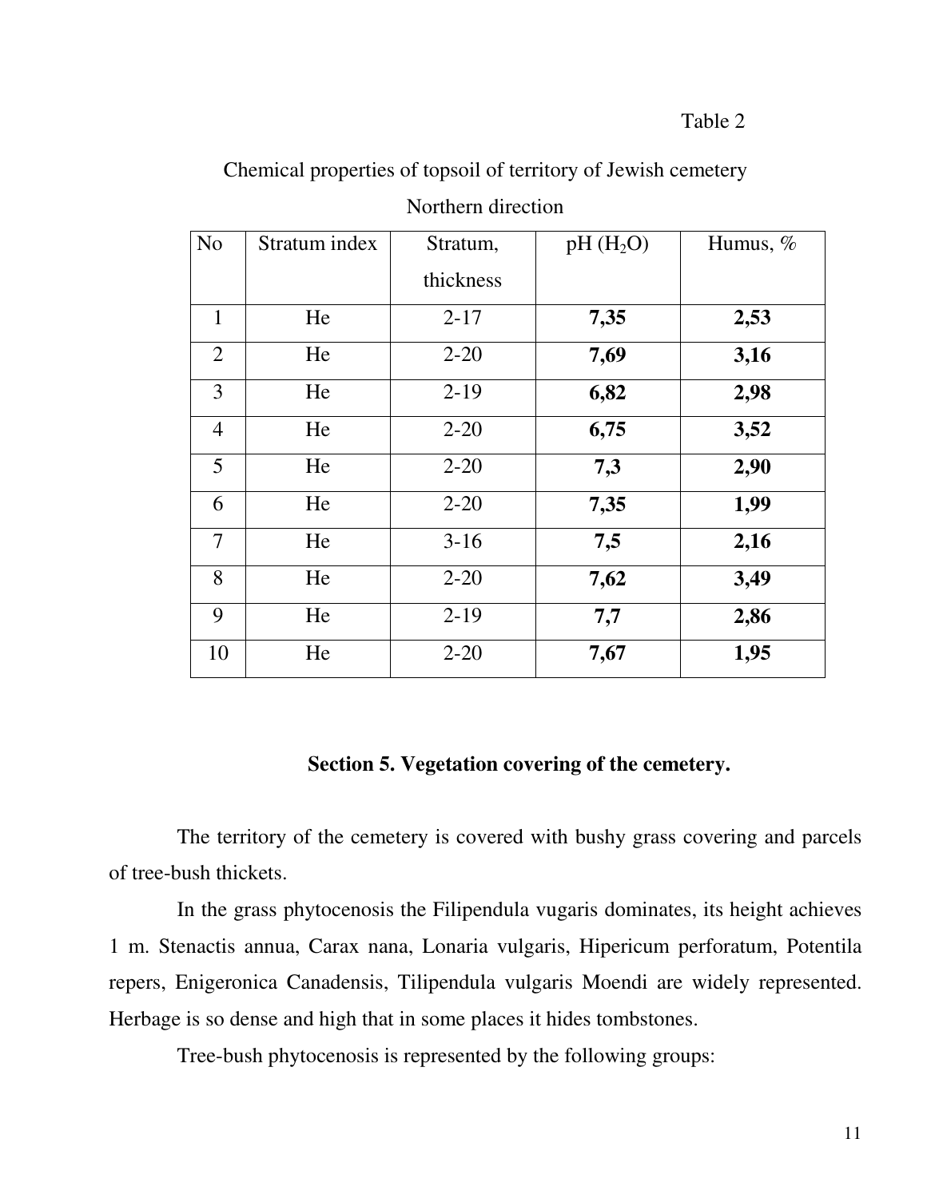Table 2

Chemical properties of topsoil of territory of Jewish cemetery

Northern direction

| No | Stratum index | Stratum, thickness | pH ($H_2O$) | Humus, % |
|---|---|---|---|---|
| 1 | He | 2-17 | **7,35** | **2,53** |
| 2 | He | 2-20 | **7,69** | **3,16** |
| 3 | He | 2-19 | **6,82** | **2,98** |
| 4 | He | 2-20 | **6,75** | **3,52** |
| 5 | He | 2-20 | **7,3** | **2,90** |
| 6 | He | 2-20 | **7,35** | **1,99** |
| 7 | He | 3-16 | **7,5** | **2,16** |
| 8 | He | 2-20 | **7,62** | **3,49** |
| 9 | He | 2-19 | **7,7** | **2,86** |
| 10 | He | 2-20 | **7,67** | **1,95** |

## Section 5. Vegetation covering of the cemetery.

The territory of the cemetery is covered with bushy grass covering and parcels of tree-bush thickets.

In the grass phytocenosis the Filipendula vugaris dominates, its height achieves 1 m. Stenactis annua, Carax nana, Lonaria vulgaris, Hipericum perforatum, Potentila repers, Enigeronica Canadensis, Tilipendula vulgaris Moendi are widely represented. Herbage is so dense and high that in some places it hides tombstones.

Tree-bush phytocenosis is represented by the following groups: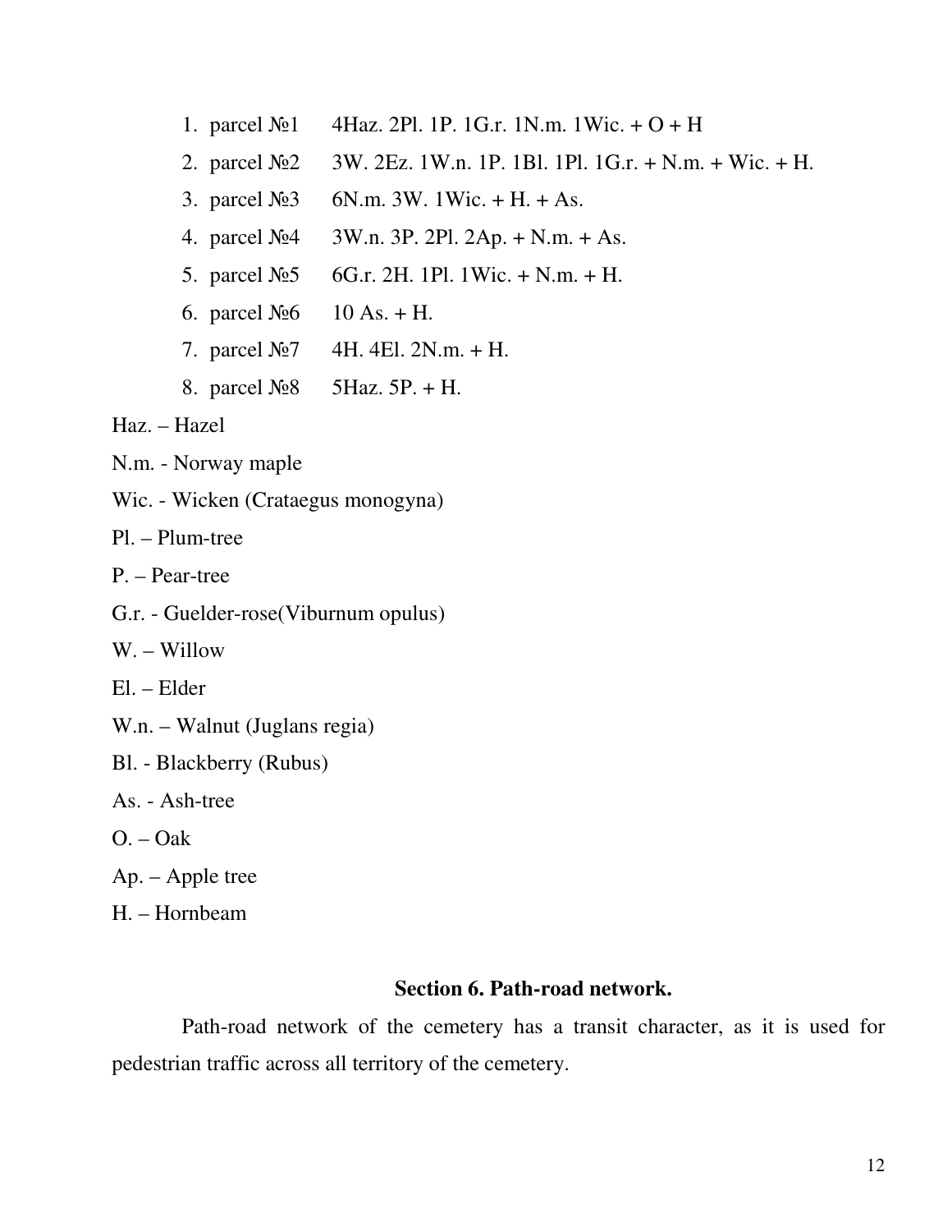1. parcel №1 4Haz. 2Pl. 1P. 1G.r. 1N.m. 1Wic. + O + H
2. parcel №2 3W. 2Ez. 1W.n. 1P. 1Bl. 1Pl. 1G.r. + N.m. + Wic. + H.
3. parcel №3 6N.m. 3W. 1Wic. + H. + As.
4. parcel №4 3W.n. 3P. 2Pl. 2Ap. + N.m. + As.
5. parcel №5 6G.r. 2H. 1Pl. 1Wic. + N.m. + H.
6. parcel №6 10 As. + H.
7. parcel №7 4H. 4El. 2N.m. + H.
8. parcel №8 5Haz. 5P. + H.

Haz. – Hazel

N.m. - Norway maple

Wic. - Wicken (Crataegus monogyna)

Pl. – Plum-tree

P. – Pear-tree

G.r. - Guelder-rose(Viburnum opulus)

W. – Willow

El. – Elder

W.n. – Walnut (Juglans regia)

Bl. - Blackberry (Rubus)

As. - Ash-tree

O. – Oak

Ap. – Apple tree

H. – Hornbeam

## Section 6. Path-road network.

Path-road network of the cemetery has a transit character, as it is used for pedestrian traffic across all territory of the cemetery.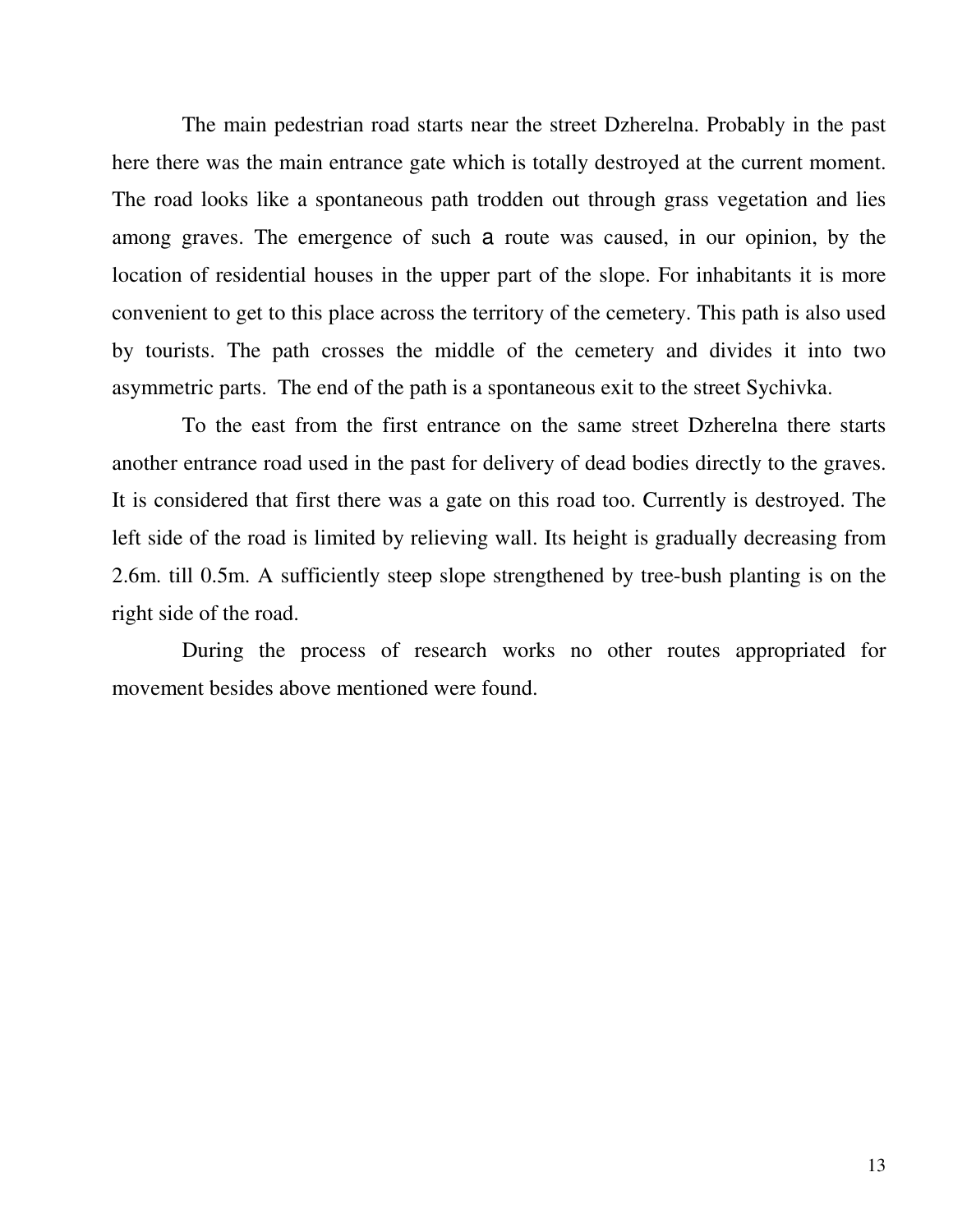The main pedestrian road starts near the street Dzherelna. Probably in the past here there was the main entrance gate which is totally destroyed at the current moment. The road looks like a spontaneous path trodden out through grass vegetation and lies among graves. The emergence of such a route was caused, in our opinion, by the location of residential houses in the upper part of the slope. For inhabitants it is more convenient to get to this place across the territory of the cemetery. This path is also used by tourists. The path crosses the middle of the cemetery and divides it into two asymmetric parts. The end of the path is a spontaneous exit to the street Sychivka.

To the east from the first entrance on the same street Dzherelna there starts another entrance road used in the past for delivery of dead bodies directly to the graves. It is considered that first there was a gate on this road too. Currently is destroyed. The left side of the road is limited by relieving wall. Its height is gradually decreasing from 2.6m. till 0.5m. A sufficiently steep slope strengthened by tree-bush planting is on the right side of the road.

During the process of research works no other routes appropriated for movement besides above mentioned were found.